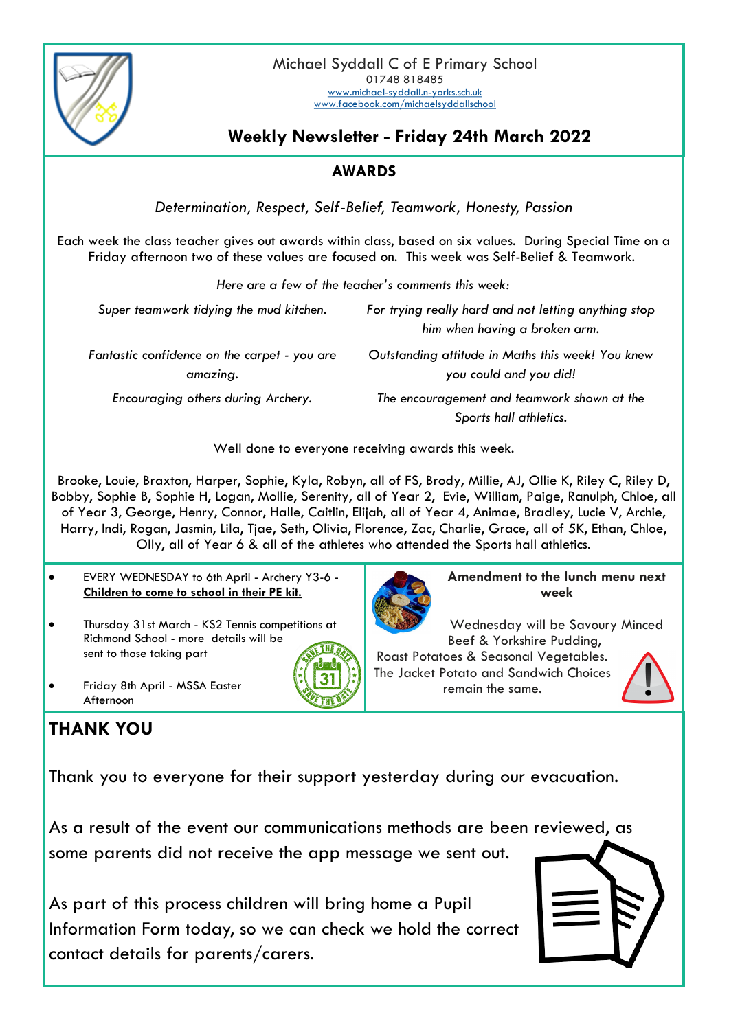Michael Syddall C of E Primary School
01748 818485
www.michael-syddall.n-yorks.sch.uk
www.facebook.com/michaelsyddallschool

# Weekly Newsletter - Friday 24th March 2022

## AWARDS

*Determination, Respect, Self-Belief, Teamwork, Honesty, Passion*

Each week the class teacher gives out awards within class, based on six values. During Special Time on a Friday afternoon two of these values are focused on. This week was Self-Belief & Teamwork.

*Here are a few of the teacher's comments this week:*

*Super teamwork tidying the mud kitchen.*

*For trying really hard and not letting anything stop him when having a broken arm.*

*Fantastic confidence on the carpet - you are amazing.*

*Outstanding attitude in Maths this week! You knew you could and you did!*

*Encouraging others during Archery.*

*The encouragement and teamwork shown at the Sports hall athletics.*

Well done to everyone receiving awards this week.

Brooke, Louie, Braxton, Harper, Sophie, Kyla, Robyn, all of FS, Brody, Millie, AJ, Ollie K, Riley C, Riley D, Bobby, Sophie B, Sophie H, Logan, Mollie, Serenity, all of Year 2, Evie, William, Paige, Ranulph, Chloe, all of Year 3, George, Henry, Connor, Halle, Caitlin, Elijah, all of Year 4, Animae, Bradley, Lucie V, Archie, Harry, Indi, Rogan, Jasmin, Lila, Tjae, Seth, Olivia, Florence, Zac, Charlie, Grace, all of 5K, Ethan, Chloe, Olly, all of Year 6 & all of the athletes who attended the Sports hall athletics.

- EVERY WEDNESDAY to 6th April - Archery Y3-6 - **Children to come to school in their PE kit.**
- Thursday 31st March - KS2 Tennis competitions at Richmond School - more details will be sent to those taking part
- Friday 8th April - MSSA Easter Afternoon

**Amendment to the lunch menu next week**

Wednesday will be Savoury Minced Beef & Yorkshire Pudding, Roast Potatoes & Seasonal Vegetables. The Jacket Potato and Sandwich Choices remain the same.

## THANK YOU

Thank you to everyone for their support yesterday during our evacuation.

As a result of the event our communications methods are been reviewed, as some parents did not receive the app message we sent out.

As part of this process children will bring home a Pupil Information Form today, so we can check we hold the correct contact details for parents/carers.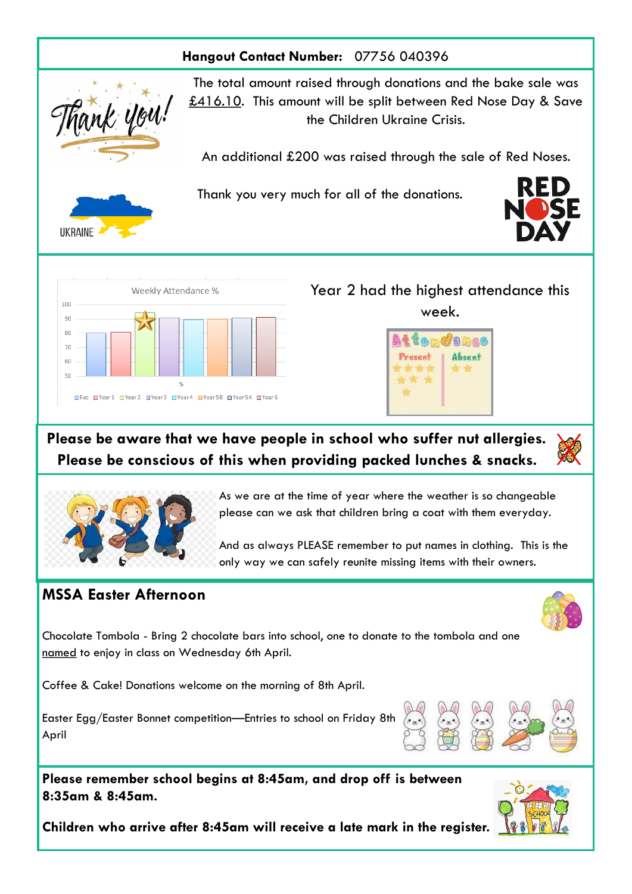**Hangout Contact Number:** 07756 040396

The total amount raised through donations and the bake sale was £416.10. This amount will be split between Red Nose Day & Save the Children Ukraine Crisis.

An additional £200 was raised through the sale of Red Noses.

Thank you very much for all of the donations.

Weekly Attendance %

100
90
80
70
60
50

%

Rec, Year 1, Year 2, Year 3, Year 4, Year 5B, Year 5K, Year 6

Year 2 had the highest attendance this week.

**Please be aware that we have people in school who suffer nut allergies. Please be conscious of this when providing packed lunches & snacks.**

As we are at the time of year where the weather is so changeable please can we ask that children bring a coat with them everyday.

And as always PLEASE remember to put names in clothing. This is the only way we can safely reunite missing items with their owners.

## MSSA Easter Afternoon

Chocolate Tombola - Bring 2 chocolate bars into school, one to donate to the tombola and one named to enjoy in class on Wednesday 6th April.

Coffee & Cake! Donations welcome on the morning of 8th April.

Easter Egg/Easter Bonnet competition—Entries to school on Friday 8th April

**Please remember school begins at 8:45am, and drop off is between 8:35am & 8:45am.**

**Children who arrive after 8:45am will receive a late mark in the register.**